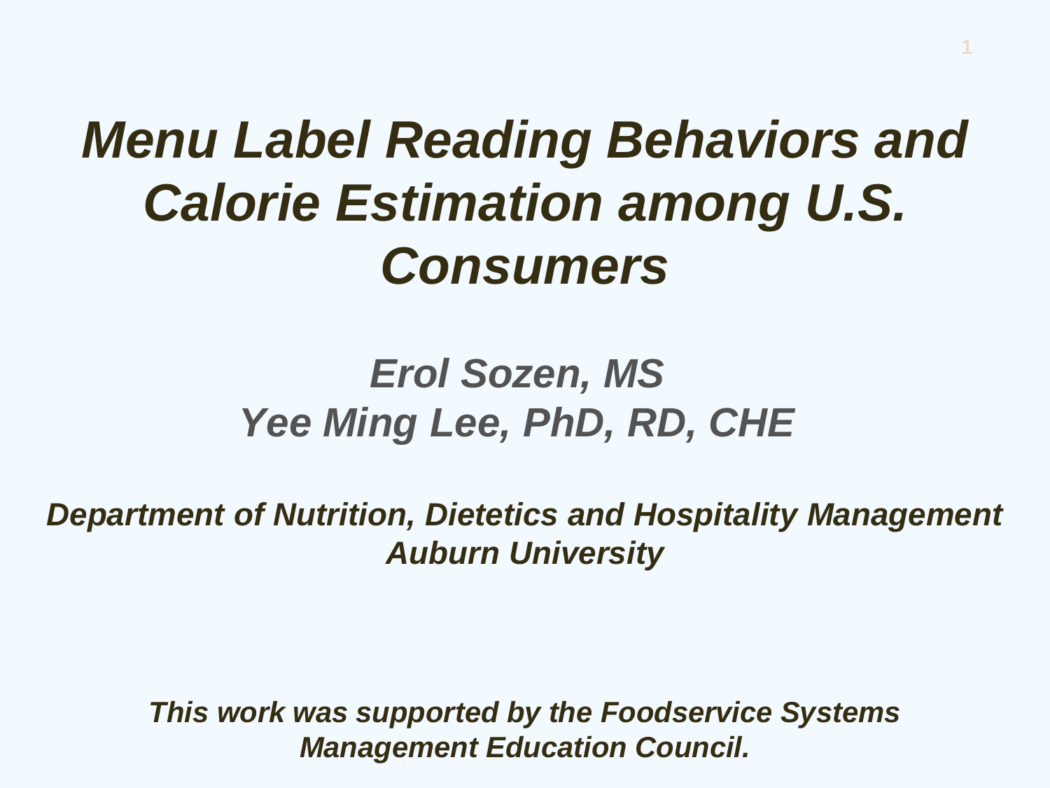# *Menu Label Reading Behaviors and Calorie Estimation among U.S. Consumers*

***Erol Sozen, MS***
***Yee Ming Lee, PhD, RD, CHE***

***Department of Nutrition, Dietetics and Hospitality Management***
***Auburn University***

***This work was supported by the Foodservice Systems Management Education Council.***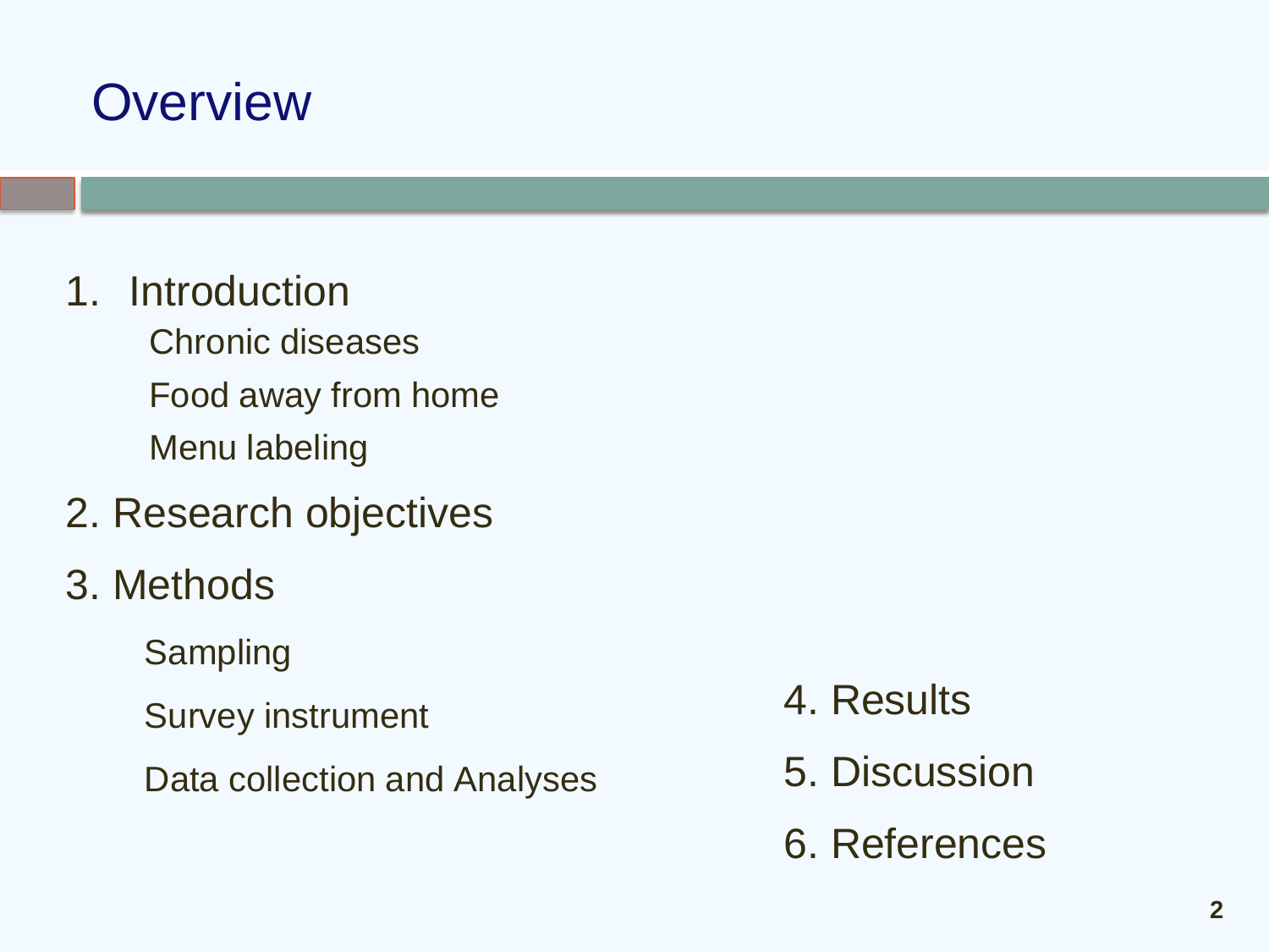# Overview

1. Introduction
   - Chronic diseases
   - Food away from home
   - Menu labeling
2. Research objectives
3. Methods
   - Sampling
   - Survey instrument
   - Data collection and Analyses
4. Results
5. Discussion
6. References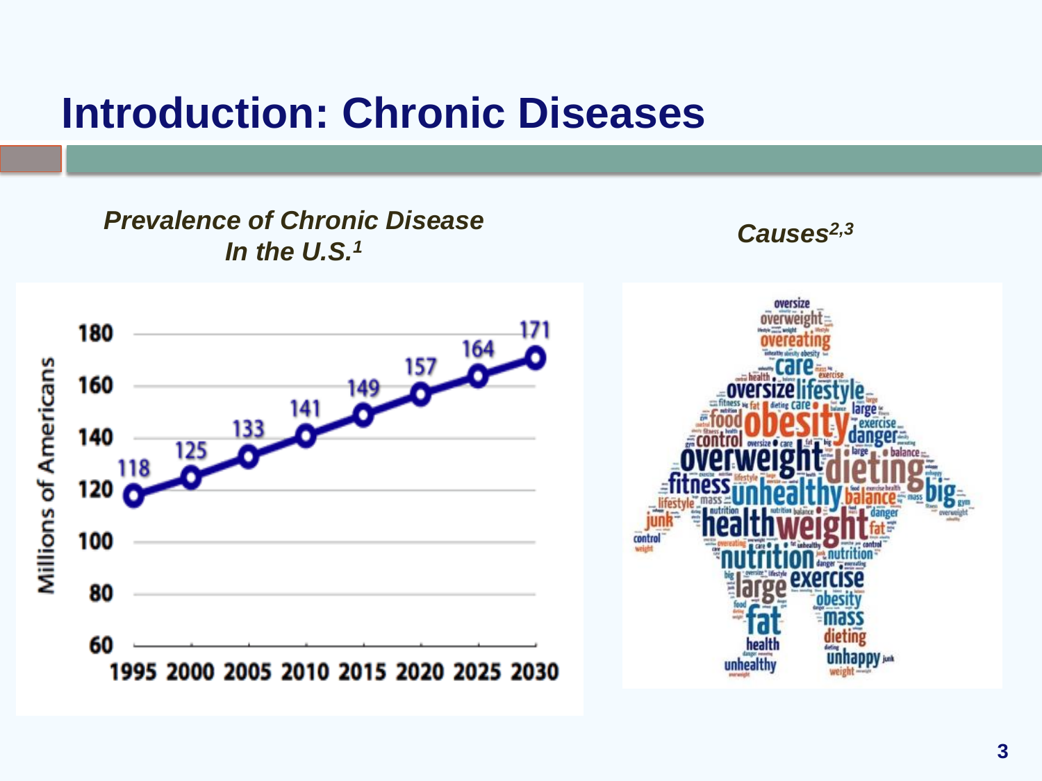# Introduction: Chronic Diseases

***Prevalence of Chronic Disease In the U.S.***[1]

| Year | Millions of Americans |
|---|---|
| 1995 | 118 |
| 2000 | 125 |
| 2005 | 133 |
| 2010 | 141 |
| 2015 | 149 |
| 2020 | 157 |
| 2025 | 164 |
| 2030 | 171 |

***Causes***[2,3]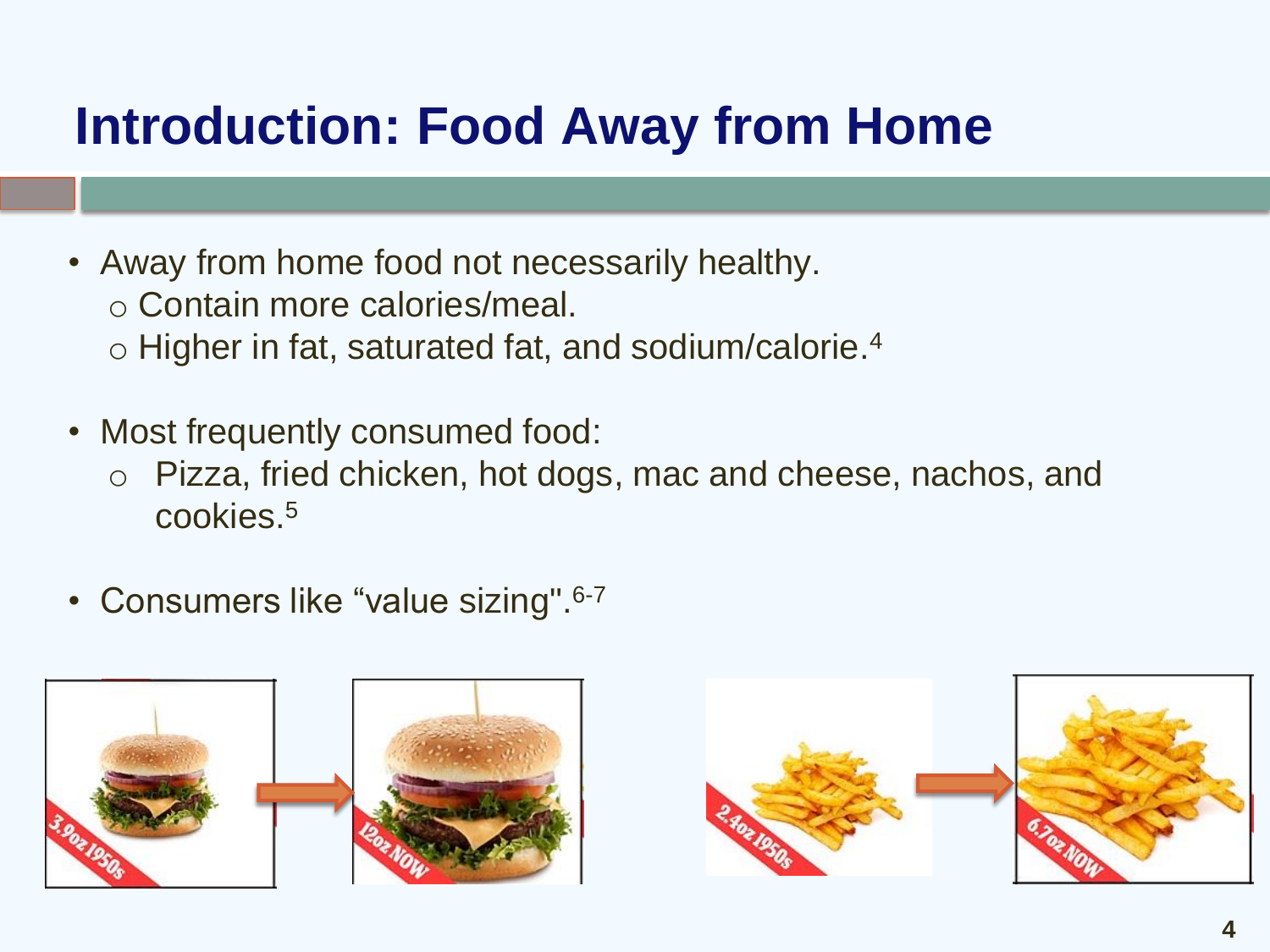# Introduction: Food Away from Home

- Away from home food not necessarily healthy.
  - Contain more calories/meal.
  - Higher in fat, saturated fat, and sodium/calorie.[4]

- Most frequently consumed food:
  - Pizza, fried chicken, hot dogs, mac and cheese, nachos, and cookies.[5]

- Consumers like “value sizing".[6-7]

3.9oz 1950s → 12oz NOW

2.4oz 1950s → 6.7oz NOW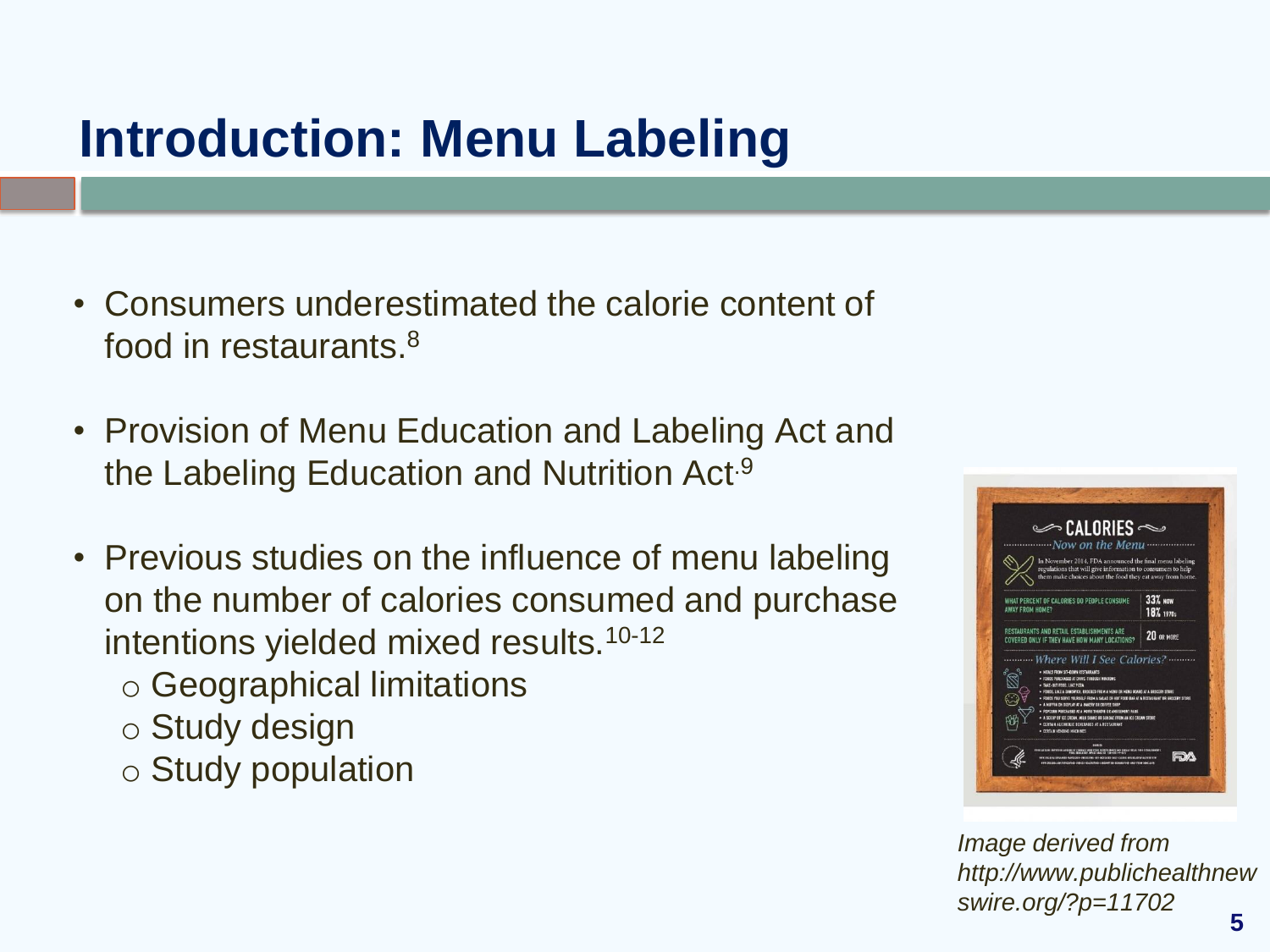# Introduction: Menu Labeling

- Consumers underestimated the calorie content of food in restaurants.[8]
- Provision of Menu Education and Labeling Act and the Labeling Education and Nutrition Act.[9]
- Previous studies on the influence of menu labeling on the number of calories consumed and purchase intentions yielded mixed results.[10-12]
  - Geographical limitations
  - Study design
  - Study population

*Image derived from http://www.publichealthnewswire.org/?p=11702*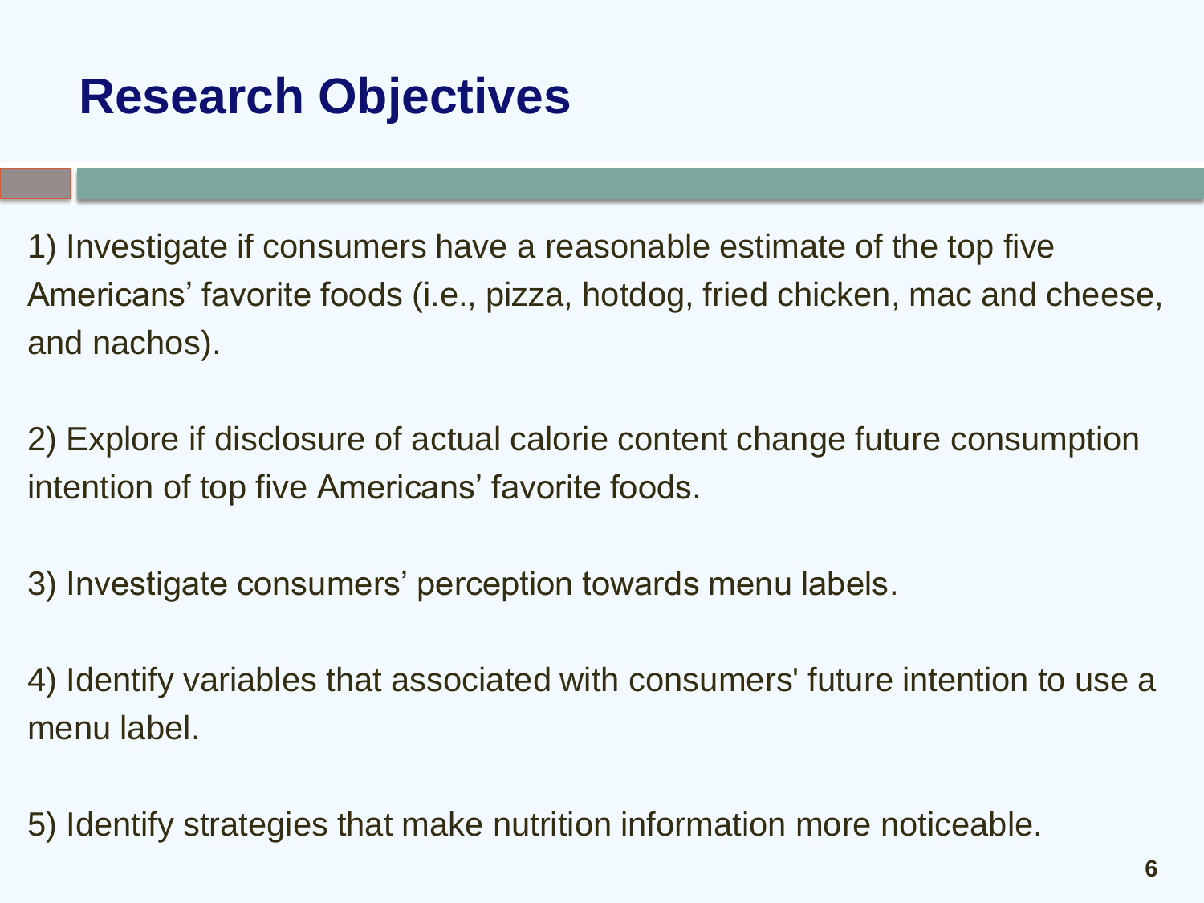# Research Objectives

1) Investigate if consumers have a reasonable estimate of the top five Americans' favorite foods (i.e., pizza, hotdog, fried chicken, mac and cheese, and nachos).

2) Explore if disclosure of actual calorie content change future consumption intention of top five Americans' favorite foods.

3) Investigate consumers' perception towards menu labels.

4) Identify variables that associated with consumers' future intention to use a menu label.

5) Identify strategies that make nutrition information more noticeable.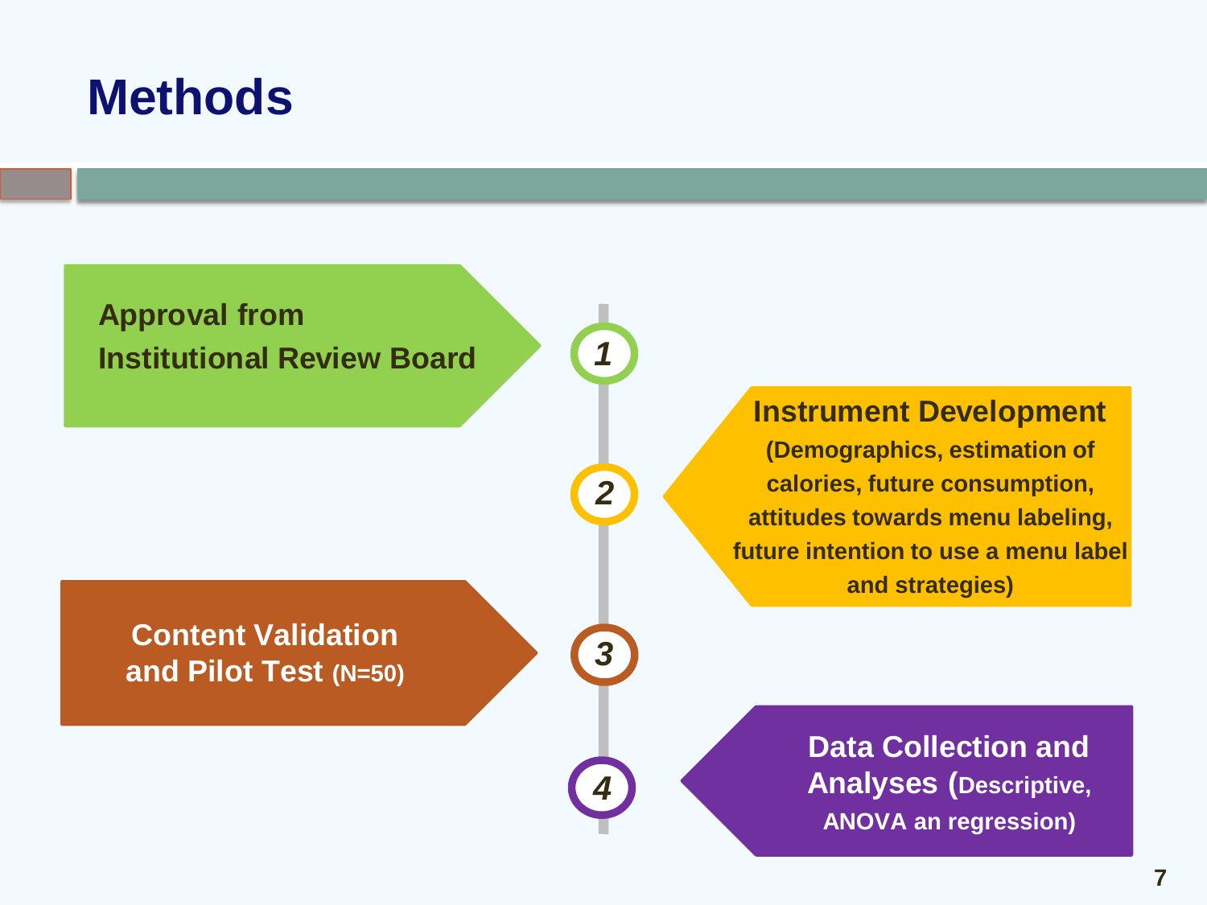# Methods

1. **Approval from Institutional Review Board**

2. **Instrument Development** (Demographics, estimation of calories, future consumption, attitudes towards menu labeling, future intention to use a menu label and strategies)

3. **Content Validation and Pilot Test** (N=50)

4. **Data Collection and Analyses** (Descriptive, ANOVA an regression)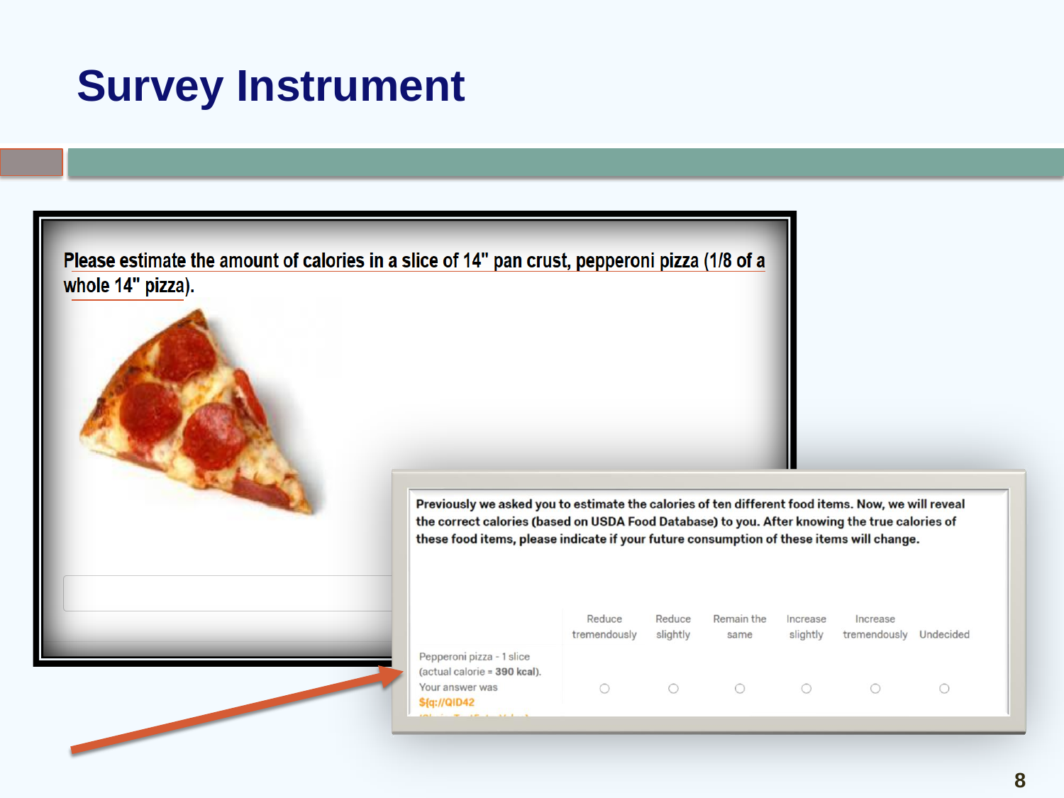# Survey Instrument

Please estimate the amount of calories in a slice of 14" pan crust, pepperoni pizza (1/8 of a whole 14" pizza).

Previously we asked you to estimate the calories of ten different food items. Now, we will reveal the correct calories (based on USDA Food Database) to you. After knowing the true calories of these food items, please indicate if your future consumption of these items will change.

| | Reduce tremendously | Reduce slightly | Remain the same | Increase slightly | Increase tremendously | Undecided |
|---|---|---|---|---|---|---|
| Pepperoni pizza - 1 slice (actual calorie = **390 kcal**). Your answer was ${q://QID42 | ○ | ○ | ○ | ○ | ○ | ○ |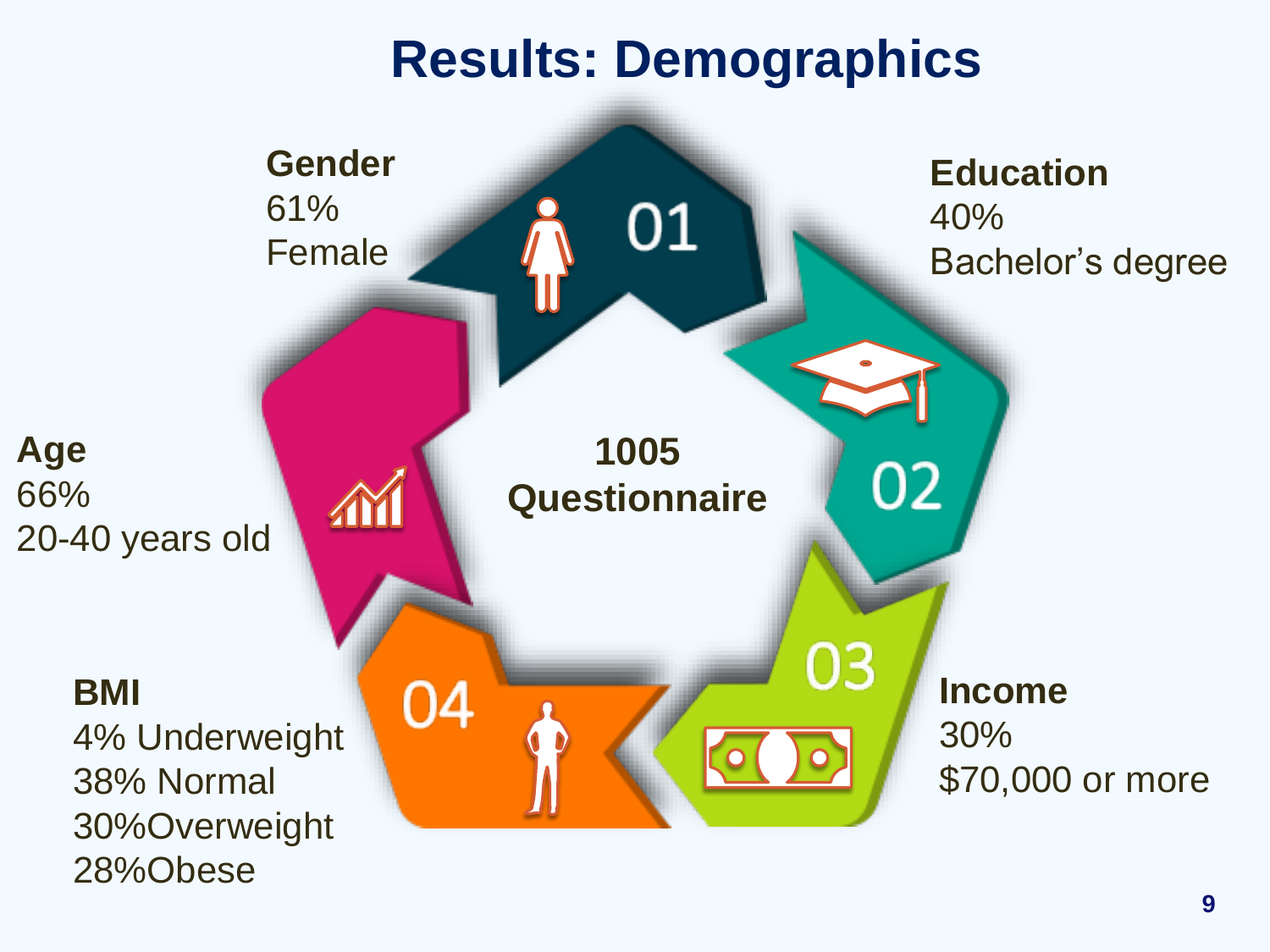# Results: Demographics

**1005 Questionnaire**

**Gender**
61%
Female

**Education**
40%
Bachelor's degree

**Income**
30%
$70,000 or more

**BMI**
4% Underweight
38% Normal
30%Overweight
28%Obese

**Age**
66%
20-40 years old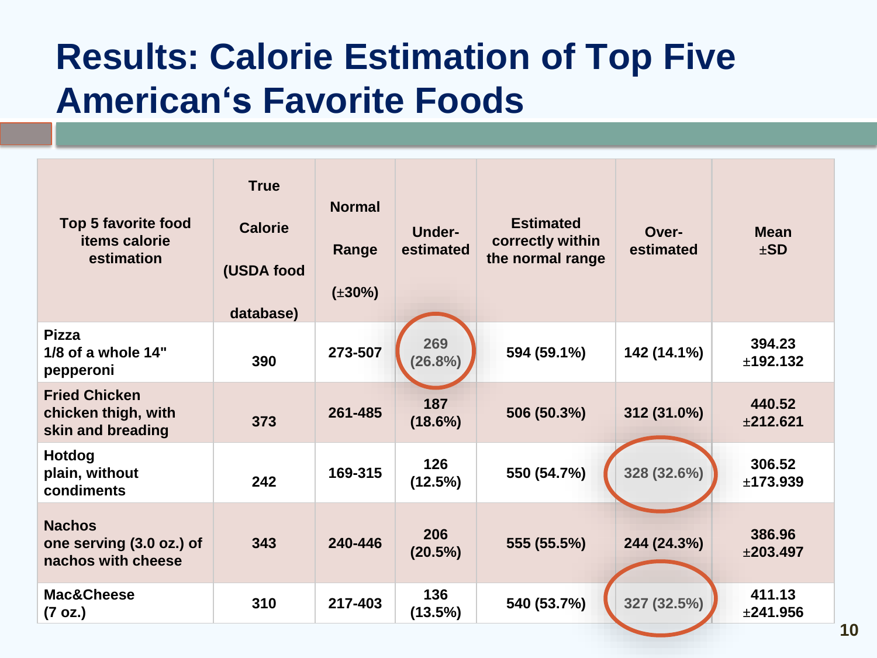# Results: Calorie Estimation of Top Five American's Favorite Foods

| Top 5 favorite food items calorie estimation | True Calorie (USDA food database) | Normal Range (±30%) | Under-estimated | Estimated correctly within the normal range | Over-estimated | Mean ±SD |
|---|---|---|---|---|---|---|
| Pizza<br>1/8 of a whole 14" pepperoni | 390 | 273-507 | 269 (26.8%) | 594 (59.1%) | 142 (14.1%) | 394.23 ±192.132 |
| Fried Chicken<br>chicken thigh, with skin and breading | 373 | 261-485 | 187 (18.6%) | 506 (50.3%) | 312 (31.0%) | 440.52 ±212.621 |
| Hotdog<br>plain, without condiments | 242 | 169-315 | 126 (12.5%) | 550 (54.7%) | 328 (32.6%) | 306.52 ±173.939 |
| Nachos<br>one serving (3.0 oz.) of nachos with cheese | 343 | 240-446 | 206 (20.5%) | 555 (55.5%) | 244 (24.3%) | 386.96 ±203.497 |
| Mac&Cheese<br>(7 oz.) | 310 | 217-403 | 136 (13.5%) | 540 (53.7%) | 327 (32.5%) | 411.13 ±241.956 |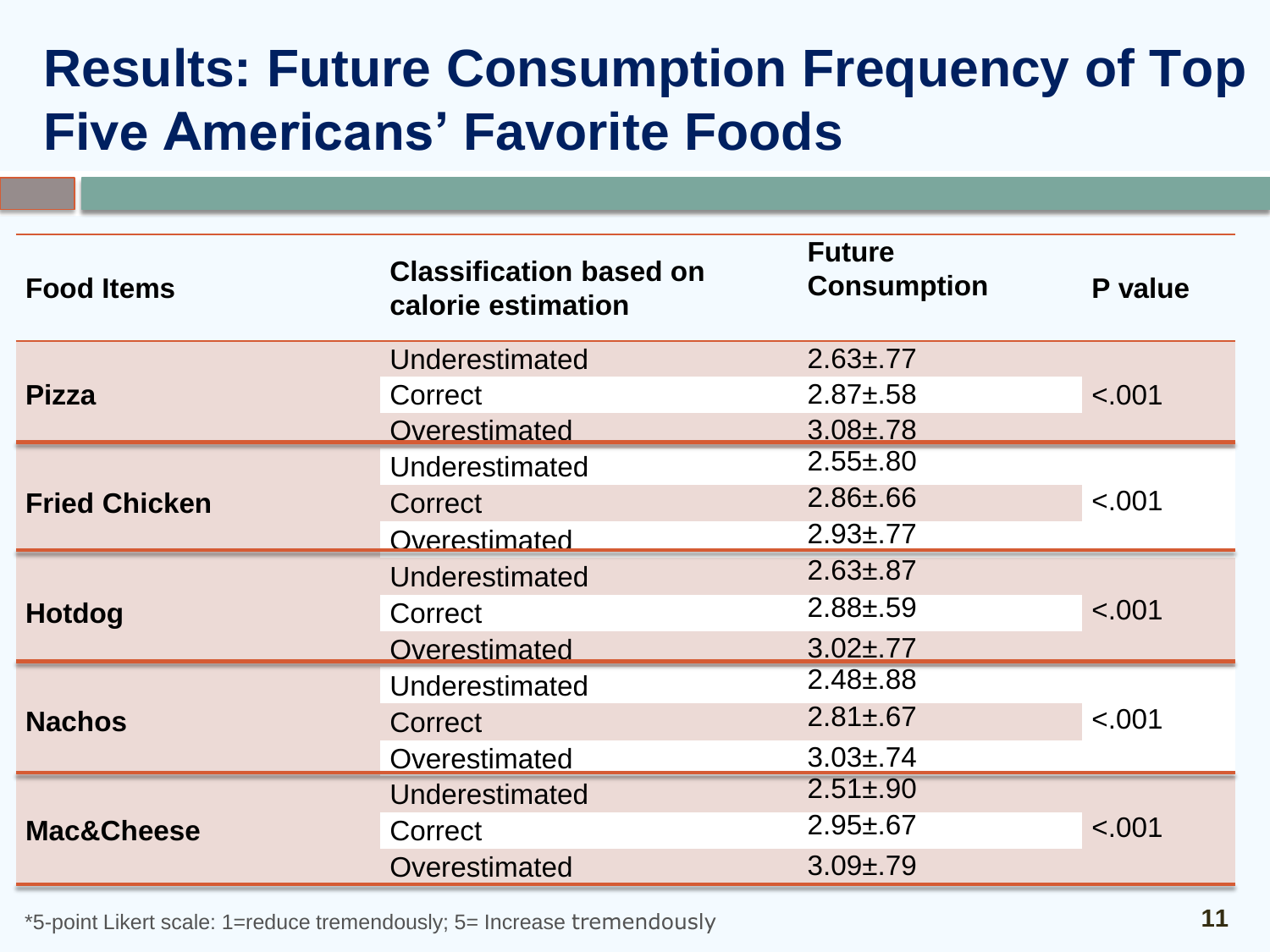# Results: Future Consumption Frequency of Top Five Americans' Favorite Foods

| Food Items | Classification based on calorie estimation | Future Consumption | P value |
| --- | --- | --- | --- |
| **Pizza** | Underestimated | 2.63±.77 | <.001 |
| | Correct | 2.87±.58 | |
| | Overestimated | 3.08±.78 | |
| **Fried Chicken** | Underestimated | 2.55±.80 | <.001 |
| | Correct | 2.86±.66 | |
| | Overestimated | 2.93±.77 | |
| **Hotdog** | Underestimated | 2.63±.87 | <.001 |
| | Correct | 2.88±.59 | |
| | Overestimated | 3.02±.77 | |
| **Nachos** | Underestimated | 2.48±.88 | <.001 |
| | Correct | 2.81±.67 | |
| | Overestimated | 3.03±.74 | |
| **Mac&Cheese** | Underestimated | 2.51±.90 | <.001 |
| | Correct | 2.95±.67 | |
| | Overestimated | 3.09±.79 | |

*5-point Likert scale: 1=reduce tremendously; 5= Increase tremendously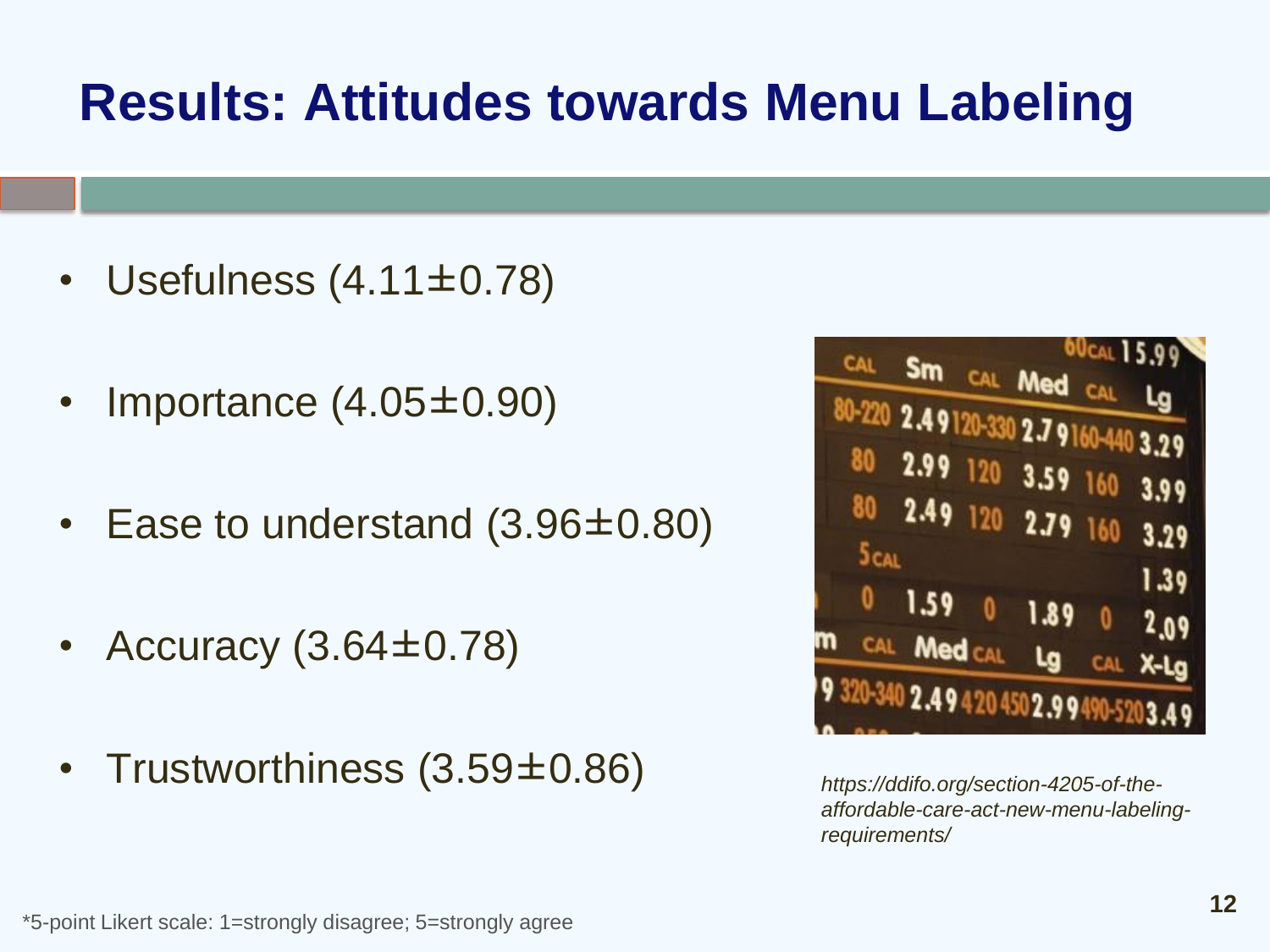# Results: Attitudes towards Menu Labeling

- Usefulness (4.11±0.78)
- Importance (4.05±0.90)
- Ease to understand (3.96±0.80)
- Accuracy (3.64±0.78)
- Trustworthiness (3.59±0.86)

*https://ddifo.org/section-4205-of-the-affordable-care-act-new-menu-labeling-requirements/*

*5-point Likert scale: 1=strongly disagree; 5=strongly agree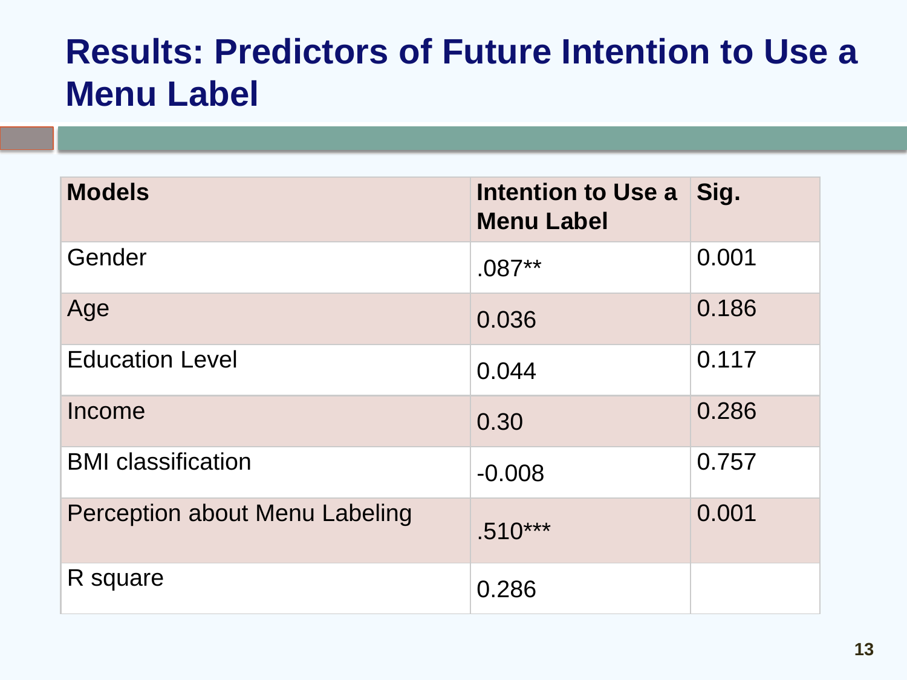# Results: Predictors of Future Intention to Use a Menu Label

| Models | Intention to Use a Menu Label | Sig. |
|---|---|---|
| Gender | .087** | 0.001 |
| Age | 0.036 | 0.186 |
| Education Level | 0.044 | 0.117 |
| Income | 0.30 | 0.286 |
| BMI classification | -0.008 | 0.757 |
| Perception about Menu Labeling | .510*** | 0.001 |
| R square | 0.286 | |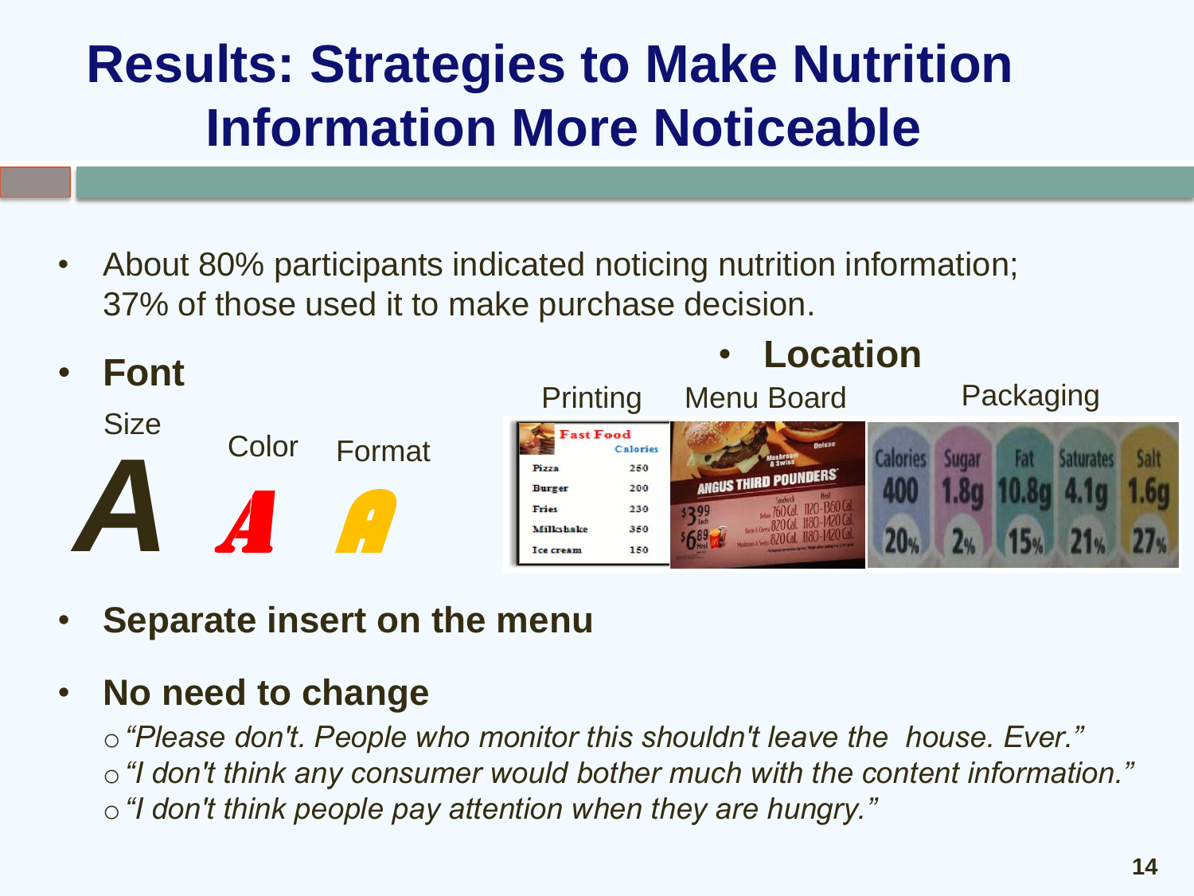# Results: Strategies to Make Nutrition Information More Noticeable

- About 80% participants indicated noticing nutrition information; 37% of those used it to make purchase decision.
- **Font**
  - Size
  - Color
  - Format
- **Location**
  - Printing
  - Menu Board
  - Packaging
- **Separate insert on the menu**
- **No need to change**
  - *"Please don't. People who monitor this shouldn't leave the house. Ever."*
  - *"I don't think any consumer would bother much with the content information."*
  - *"I don't think people pay attention when they are hungry."*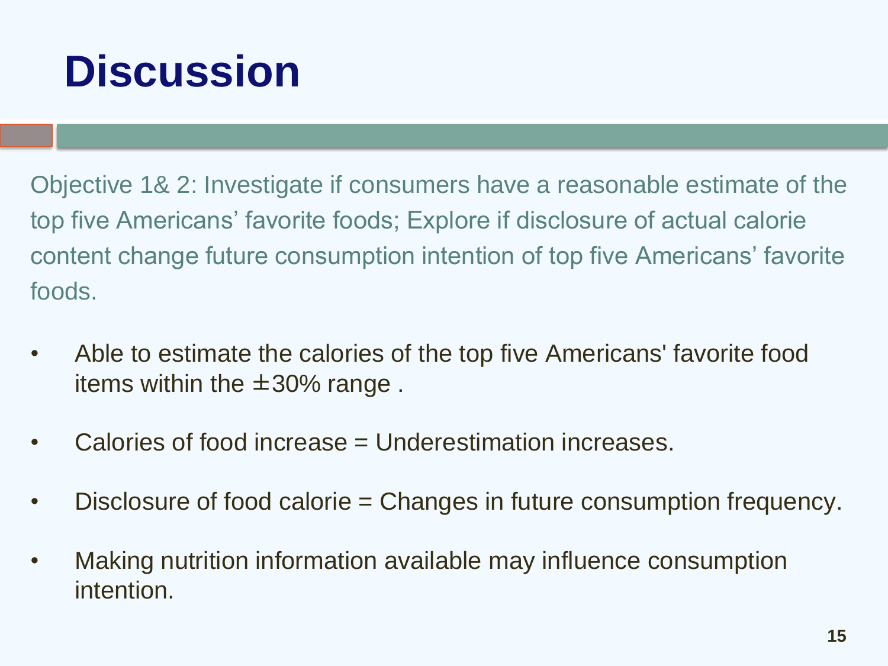# Discussion

Objective 1& 2: Investigate if consumers have a reasonable estimate of the top five Americans' favorite foods; Explore if disclosure of actual calorie content change future consumption intention of top five Americans' favorite foods.

- Able to estimate the calories of the top five Americans' favorite food items within the $\pm$30% range .
- Calories of food increase = Underestimation increases.
- Disclosure of food calorie = Changes in future consumption frequency.
- Making nutrition information available may influence consumption intention.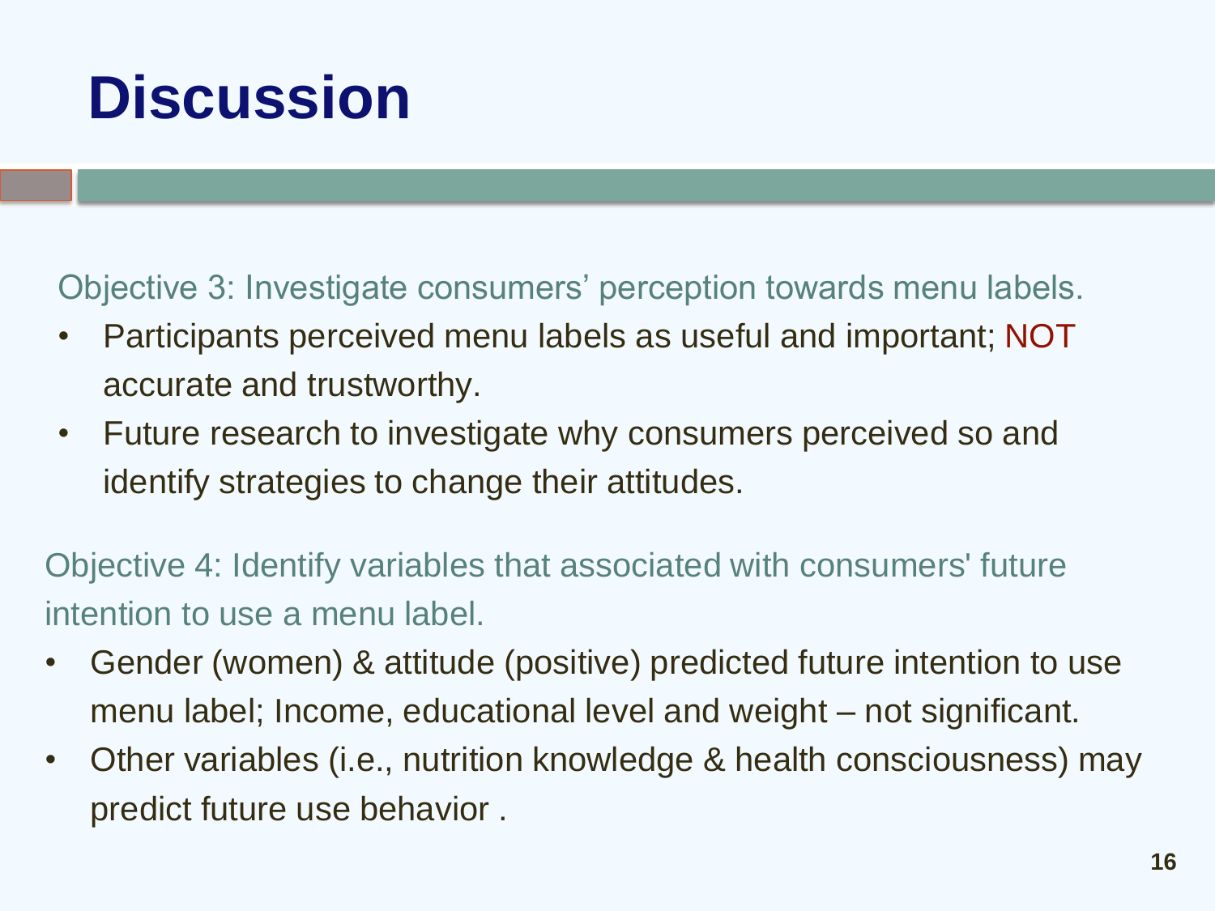# Discussion

Objective 3: Investigate consumers' perception towards menu labels.

- Participants perceived menu labels as useful and important; NOT accurate and trustworthy.
- Future research to investigate why consumers perceived so and identify strategies to change their attitudes.

Objective 4: Identify variables that associated with consumers' future intention to use a menu label.

- Gender (women) & attitude (positive) predicted future intention to use menu label; Income, educational level and weight – not significant.
- Other variables (i.e., nutrition knowledge & health consciousness) may predict future use behavior .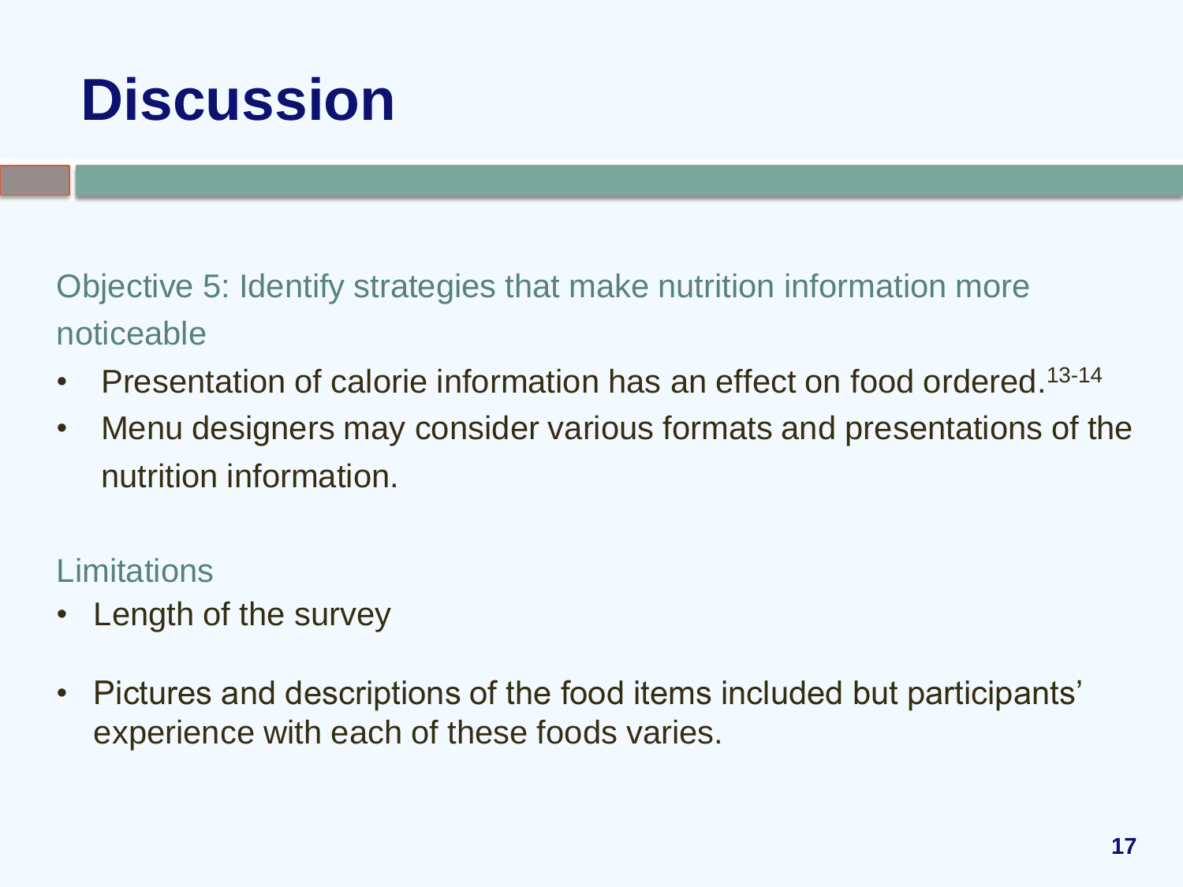# Discussion

Objective 5: Identify strategies that make nutrition information more noticeable

- Presentation of calorie information has an effect on food ordered.[13-14]
- Menu designers may consider various formats and presentations of the nutrition information.

Limitations

- Length of the survey
- Pictures and descriptions of the food items included but participants' experience with each of these foods varies.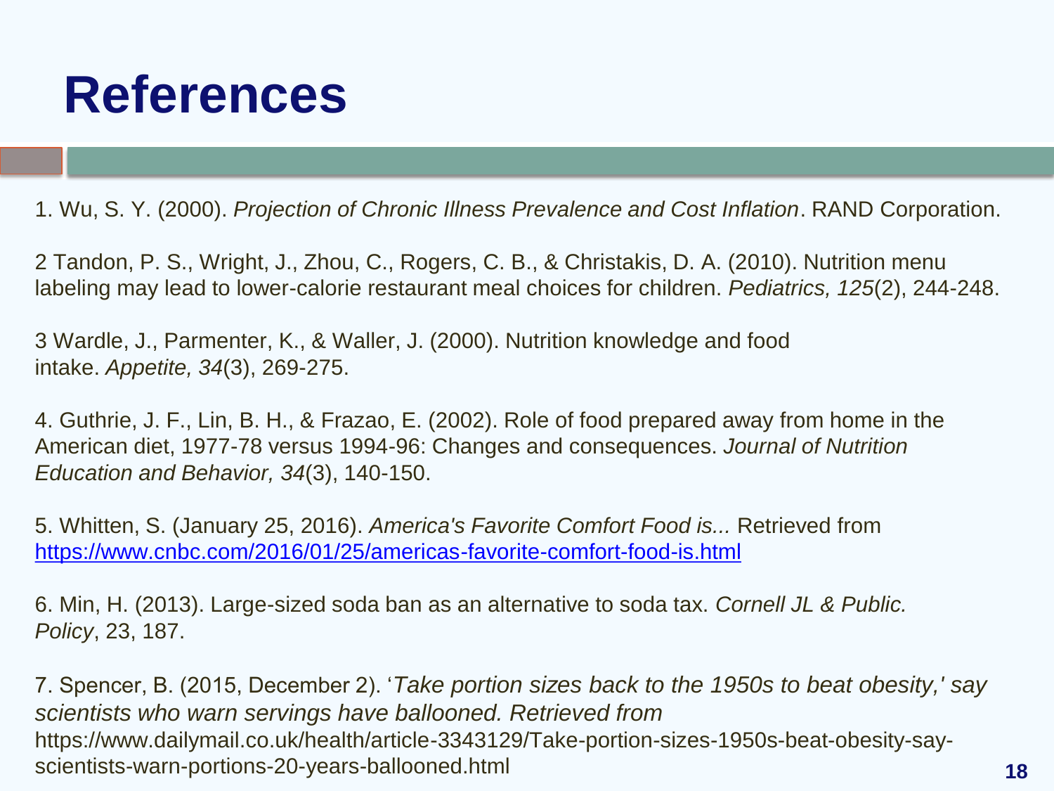# References

1. Wu, S. Y. (2000). *Projection of Chronic Illness Prevalence and Cost Inflation*. RAND Corporation.

2 Tandon, P. S., Wright, J., Zhou, C., Rogers, C. B., & Christakis, D. A. (2010). Nutrition menu labeling may lead to lower-calorie restaurant meal choices for children. *Pediatrics, 125*(2), 244-248.

3 Wardle, J., Parmenter, K., & Waller, J. (2000). Nutrition knowledge and food intake. *Appetite, 34*(3), 269-275.

4. Guthrie, J. F., Lin, B. H., & Frazao, E. (2002). Role of food prepared away from home in the American diet, 1977-78 versus 1994-96: Changes and consequences. *Journal of Nutrition Education and Behavior, 34*(3), 140-150.

5. Whitten, S. (January 25, 2016). *America's Favorite Comfort Food is...* Retrieved from https://www.cnbc.com/2016/01/25/americas-favorite-comfort-food-is.html

6. Min, H. (2013). Large-sized soda ban as an alternative to soda tax. *Cornell JL & Public. Policy*, 23, 187.

7. Spencer, B. (2015, December 2). '*Take portion sizes back to the 1950s to beat obesity,' say scientists who warn servings have ballooned. Retrieved from* https://www.dailymail.co.uk/health/article-3343129/Take-portion-sizes-1950s-beat-obesity-say-scientists-warn-portions-20-years-ballooned.html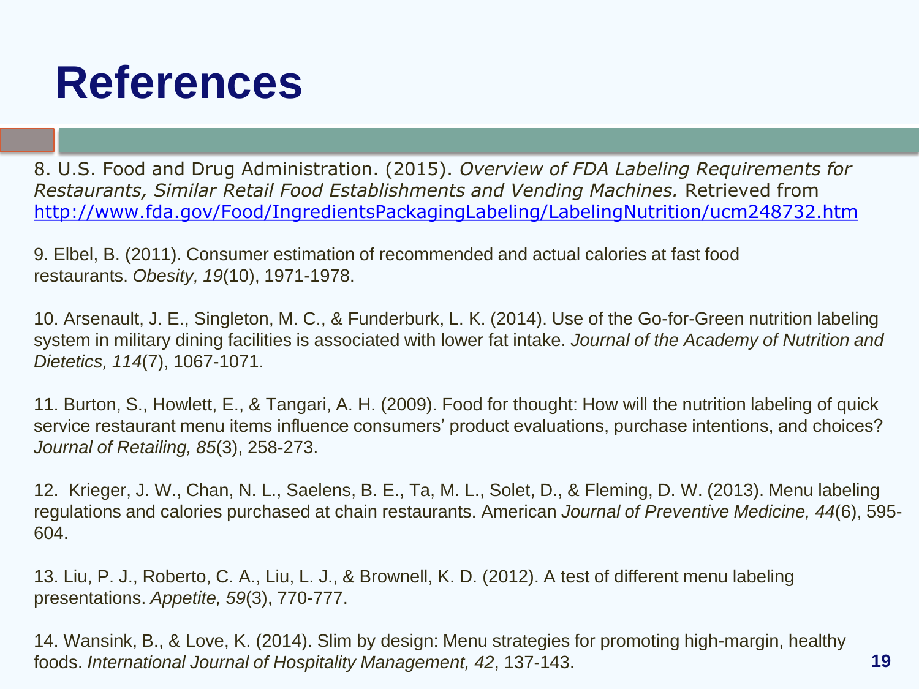# References

8. U.S. Food and Drug Administration. (2015). *Overview of FDA Labeling Requirements for Restaurants, Similar Retail Food Establishments and Vending Machines.* Retrieved from http://www.fda.gov/Food/IngredientsPackagingLabeling/LabelingNutrition/ucm248732.htm

9. Elbel, B. (2011). Consumer estimation of recommended and actual calories at fast food restaurants. *Obesity, 19*(10), 1971-1978.

10. Arsenault, J. E., Singleton, M. C., & Funderburk, L. K. (2014). Use of the Go-for-Green nutrition labeling system in military dining facilities is associated with lower fat intake. *Journal of the Academy of Nutrition and Dietetics, 114*(7), 1067-1071.

11. Burton, S., Howlett, E., & Tangari, A. H. (2009). Food for thought: How will the nutrition labeling of quick service restaurant menu items influence consumers' product evaluations, purchase intentions, and choices? *Journal of Retailing, 85*(3), 258-273.

12. Krieger, J. W., Chan, N. L., Saelens, B. E., Ta, M. L., Solet, D., & Fleming, D. W. (2013). Menu labeling regulations and calories purchased at chain restaurants. American *Journal of Preventive Medicine, 44*(6), 595-604.

13. Liu, P. J., Roberto, C. A., Liu, L. J., & Brownell, K. D. (2012). A test of different menu labeling presentations. *Appetite, 59*(3), 770-777.

14. Wansink, B., & Love, K. (2014). Slim by design: Menu strategies for promoting high-margin, healthy foods. *International Journal of Hospitality Management, 42*, 137-143.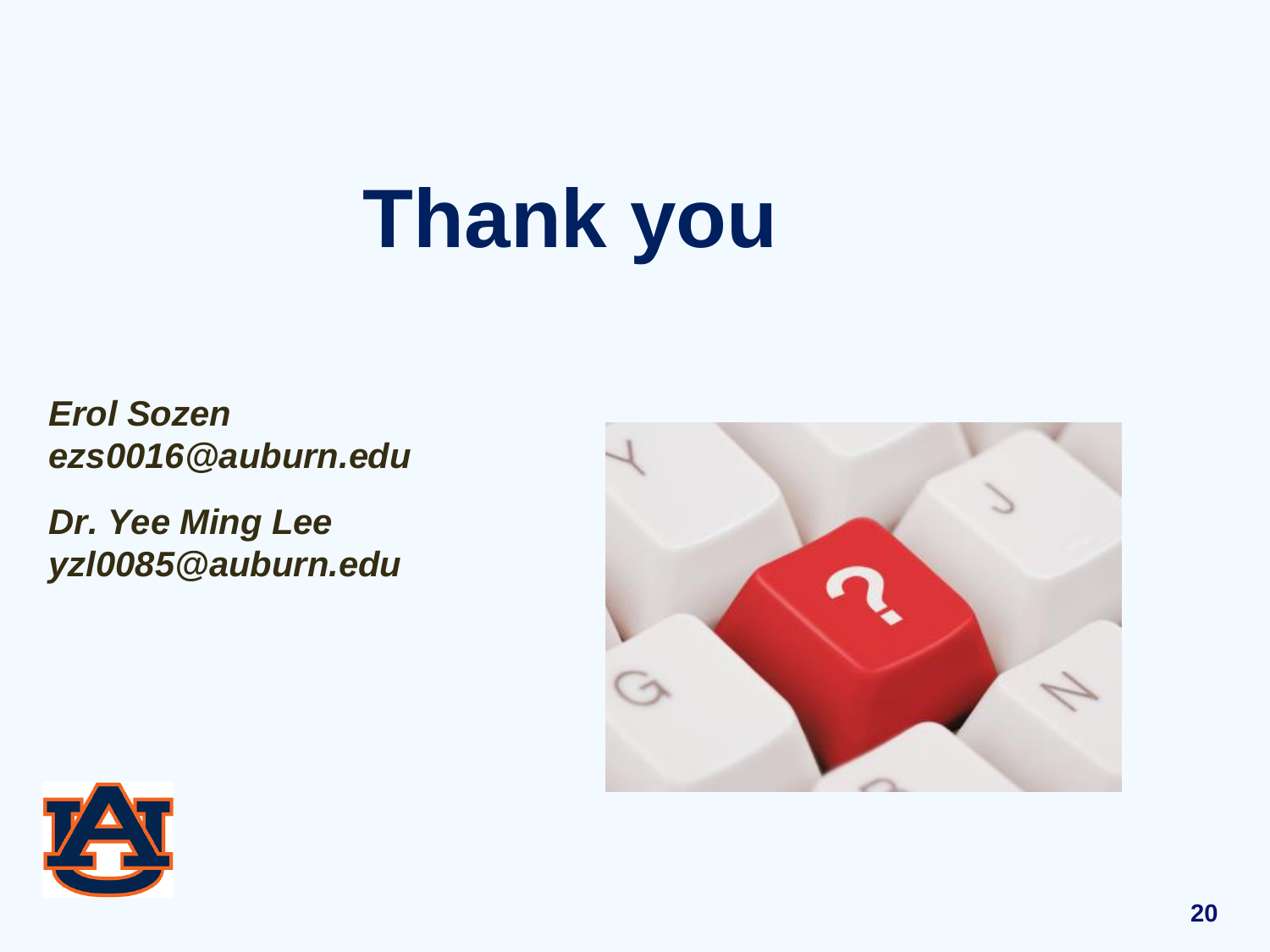# Thank you

***Erol Sozen***
***ezs0016@auburn.edu***

***Dr. Yee Ming Lee***
***yzl0085@auburn.edu***